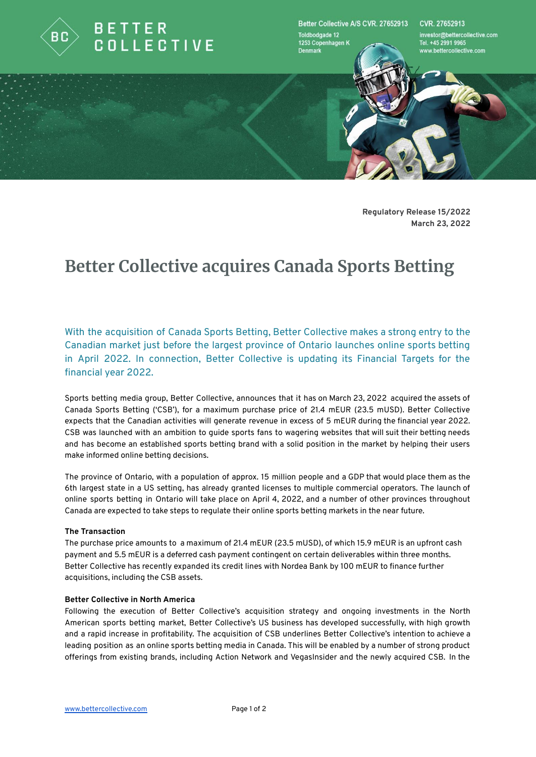**Regulatory Release 15/2022**
**March 23, 2022**

# Better Collective acquires Canada Sports Betting

With the acquisition of Canada Sports Betting, Better Collective makes a strong entry to the Canadian market just before the largest province of Ontario launches online sports betting in April 2022. In connection, Better Collective is updating its Financial Targets for the financial year 2022.

Sports betting media group, Better Collective, announces that it has on March 23, 2022 acquired the assets of Canada Sports Betting ('CSB'), for a maximum purchase price of 21.4 mEUR (23.5 mUSD). Better Collective expects that the Canadian activities will generate revenue in excess of 5 mEUR during the financial year 2022. CSB was launched with an ambition to guide sports fans to wagering websites that will suit their betting needs and has become an established sports betting brand with a solid position in the market by helping their users make informed online betting decisions.

The province of Ontario, with a population of approx. 15 million people and a GDP that would place them as the 6th largest state in a US setting, has already granted licenses to multiple commercial operators. The launch of online sports betting in Ontario will take place on April 4, 2022, and a number of other provinces throughout Canada are expected to take steps to regulate their online sports betting markets in the near future.

**The Transaction**

The purchase price amounts to a maximum of 21.4 mEUR (23.5 mUSD), of which 15.9 mEUR is an upfront cash payment and 5.5 mEUR is a deferred cash payment contingent on certain deliverables within three months. Better Collective has recently expanded its credit lines with Nordea Bank by 100 mEUR to finance further acquisitions, including the CSB assets.

**Better Collective in North America**

Following the execution of Better Collective's acquisition strategy and ongoing investments in the North American sports betting market, Better Collective's US business has developed successfully, with high growth and a rapid increase in profitability. The acquisition of CSB underlines Better Collective's intention to achieve a leading position as an online sports betting media in Canada. This will be enabled by a number of strong product offerings from existing brands, including Action Network and VegasInsider and the newly acquired CSB. In the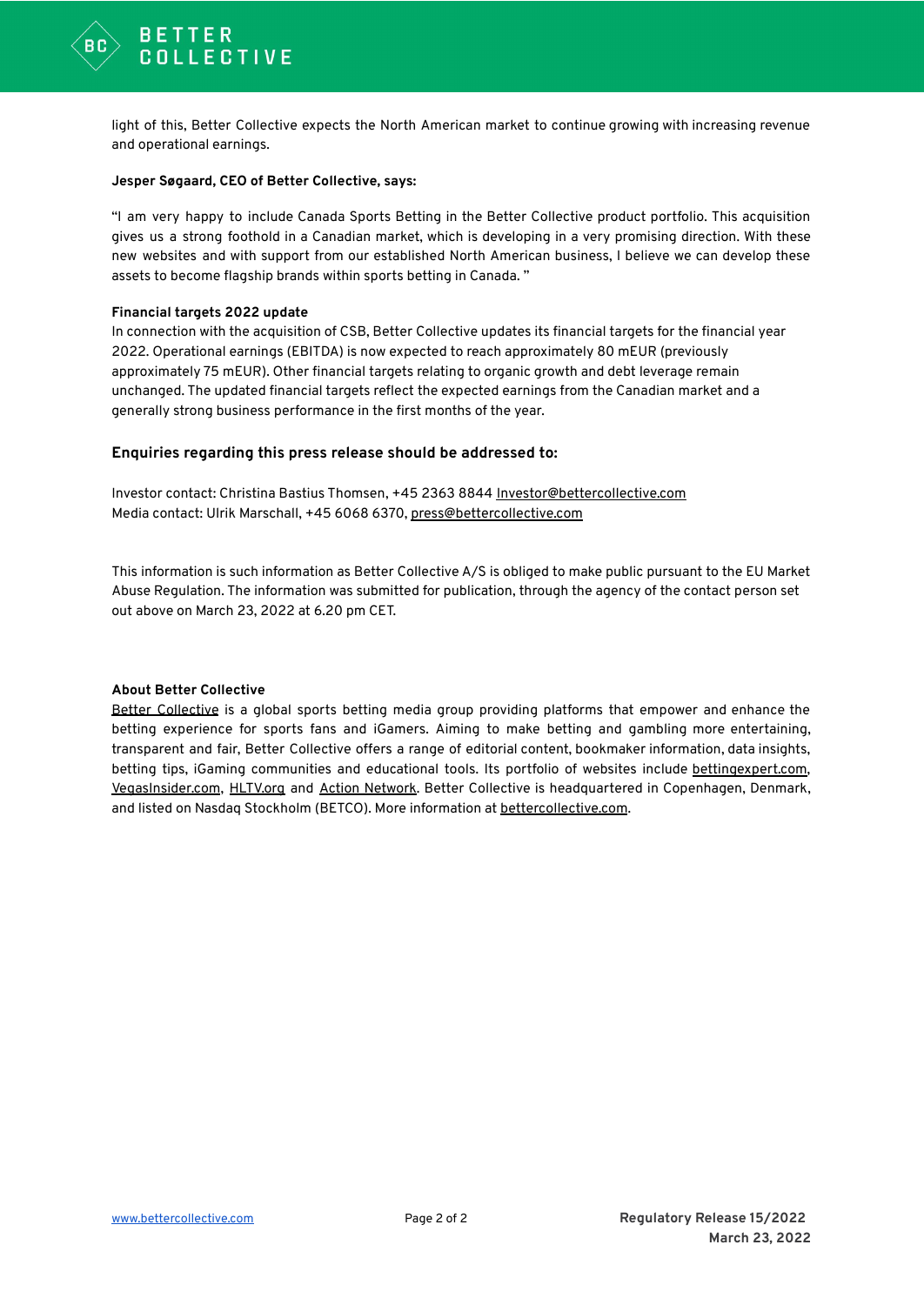light of this, Better Collective expects the North American market to continue growing with increasing revenue and operational earnings.

**Jesper Søgaard, CEO of Better Collective, says:**

"I am very happy to include Canada Sports Betting in the Better Collective product portfolio. This acquisition gives us a strong foothold in a Canadian market, which is developing in a very promising direction. With these new websites and with support from our established North American business, I believe we can develop these assets to become flagship brands within sports betting in Canada. "

**Financial targets 2022 update**

In connection with the acquisition of CSB, Better Collective updates its financial targets for the financial year 2022. Operational earnings (EBITDA) is now expected to reach approximately 80 mEUR (previously approximately 75 mEUR). Other financial targets relating to organic growth and debt leverage remain unchanged. The updated financial targets reflect the expected earnings from the Canadian market and a generally strong business performance in the first months of the year.

## Enquiries regarding this press release should be addressed to:

Investor contact: Christina Bastius Thomsen, +45 2363 8844 Investor@bettercollective.com
Media contact: Ulrik Marschall, +45 6068 6370, press@bettercollective.com

This information is such information as Better Collective A/S is obliged to make public pursuant to the EU Market Abuse Regulation. The information was submitted for publication, through the agency of the contact person set out above on March 23, 2022 at 6.20 pm CET.

**About Better Collective**

Better Collective is a global sports betting media group providing platforms that empower and enhance the betting experience for sports fans and iGamers. Aiming to make betting and gambling more entertaining, transparent and fair, Better Collective offers a range of editorial content, bookmaker information, data insights, betting tips, iGaming communities and educational tools. Its portfolio of websites include bettingexpert.com, VegasInsider.com, HLTV.org and Action Network. Better Collective is headquartered in Copenhagen, Denmark, and listed on Nasdaq Stockholm (BETCO). More information at bettercollective.com.